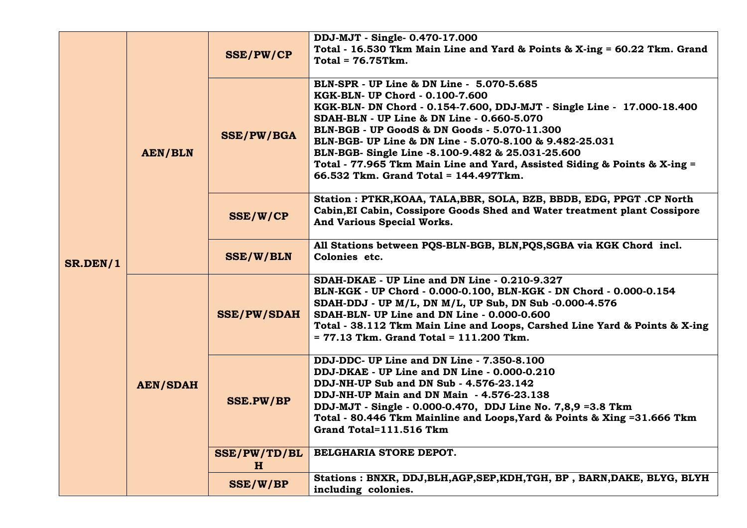| | | | |
|---|---|---|---|
| **SR.DEN/1** | **AEN/BLN** | **SSE/PW/CP** | **DDJ-MJT - Single- 0.470-17.000**<br>**Total - 16.530 Tkm Main Line and Yard & Points & X-ing = 60.22 Tkm. Grand Total = 76.75Tkm.** |
| | | **SSE/PW/BGA** | **BLN-SPR - UP Line & DN Line - 5.070-5.685**<br>**KGK-BLN- UP Chord - 0.100-7.600**<br>**KGK-BLN- DN Chord - 0.154-7.600, DDJ-MJT - Single Line - 17.000-18.400**<br>**SDAH-BLN - UP Line & DN Line - 0.660-5.070**<br>**BLN-BGB - UP GoodS & DN Goods - 5.070-11.300**<br>**BLN-BGB- UP Line & DN Line - 5.070-8.100 & 9.482-25.031**<br>**BLN-BGB- Single Line -8.100-9.482 & 25.031-25.600**<br>**Total - 77.965 Tkm Main Line and Yard, Assisted Siding & Points & X-ing = 66.532 Tkm. Grand Total = 144.497Tkm.** |
| | | **SSE/W/CP** | **Station : PTKR,KOAA, TALA,BBR, SOLA, BZB, BBDB, EDG, PPGT .CP North Cabin,EI Cabin, Cossipore Goods Shed and Water treatment plant Cossipore And Various Special Works.** |
| | | **SSE/W/BLN** | **All Stations between PQS-BLN-BGB, BLN,PQS,SGBA via KGK Chord incl. Colonies etc.** |
| | **AEN/SDAH** | **SSE/PW/SDAH** | **SDAH-DKAE - UP Line and DN Line - 0.210-9.327**<br>**BLN-KGK - UP Chord - 0.000-0.100, BLN-KGK - DN Chord - 0.000-0.154**<br>**SDAH-DDJ - UP M/L, DN M/L, UP Sub, DN Sub -0.000-4.576**<br>**SDAH-BLN- UP Line and DN Line - 0.000-0.600**<br>**Total - 38.112 Tkm Main Line and Loops, Carshed Line Yard & Points & X-ing = 77.13 Tkm. Grand Total = 111.200 Tkm.** |
| | | **SSE.PW/BP** | **DDJ-DDC- UP Line and DN Line - 7.350-8.100**<br>**DDJ-DKAE - UP Line and DN Line - 0.000-0.210**<br>**DDJ-NH-UP Sub and DN Sub - 4.576-23.142**<br>**DDJ-NH-UP Main and DN Main - 4.576-23.138**<br>**DDJ-MJT - Single - 0.000-0.470, DDJ Line No. 7,8,9 =3.8 Tkm**<br>**Total - 80.446 Tkm Mainline and Loops,Yard & Points & Xing =31.666 Tkm Grand Total=111.516 Tkm** |
| | | **SSE/PW/TD/BLH** | **BELGHARIA STORE DEPOT.** |
| | | **SSE/W/BP** | **Stations : BNXR, DDJ,BLH,AGP,SEP,KDH,TGH, BP , BARN,DAKE, BLYG, BLYH including colonies.** |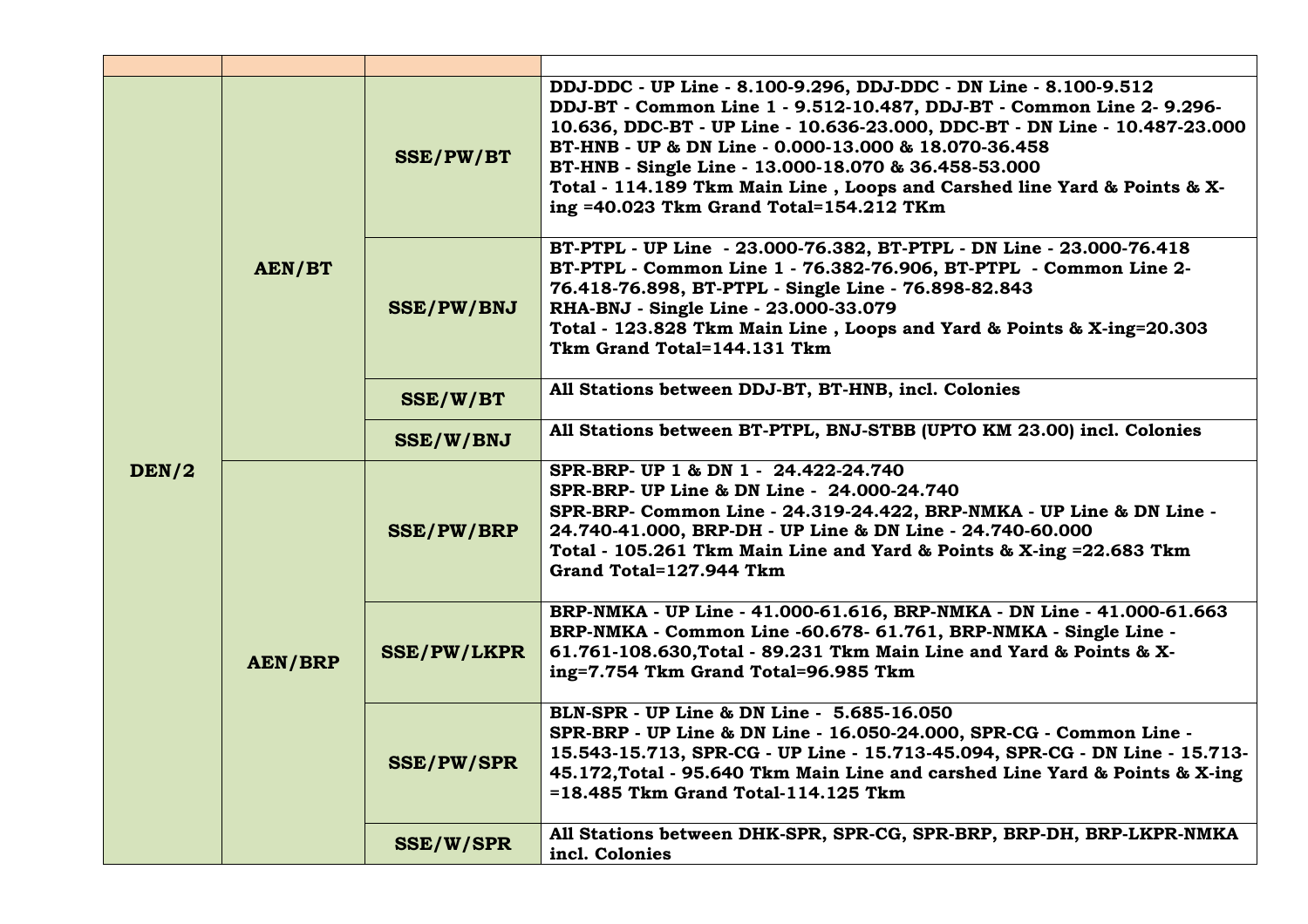| | | | |
|---|---|---|---|
| **DEN/2** | **AEN/BT** | **SSE/PW/BT** | **DDJ-DDC - UP Line - 8.100-9.296, DDJ-DDC - DN Line - 8.100-9.512**<br>**DDJ-BT - Common Line 1 - 9.512-10.487, DDJ-BT - Common Line 2- 9.296-10.636, DDC-BT - UP Line - 10.636-23.000, DDC-BT - DN Line - 10.487-23.000**<br>**BT-HNB - UP & DN Line - 0.000-13.000 & 18.070-36.458**<br>**BT-HNB - Single Line - 13.000-18.070 & 36.458-53.000**<br>**Total - 114.189 Tkm Main Line , Loops and Carshed line Yard & Points & X-ing =40.023 Tkm Grand Total=154.212 TKm** |
| | | **SSE/PW/BNJ** | **BT-PTPL - UP Line - 23.000-76.382, BT-PTPL - DN Line - 23.000-76.418**<br>**BT-PTPL - Common Line 1 - 76.382-76.906, BT-PTPL - Common Line 2- 76.418-76.898, BT-PTPL - Single Line - 76.898-82.843**<br>**RHA-BNJ - Single Line - 23.000-33.079**<br>**Total - 123.828 Tkm Main Line , Loops and Yard & Points & X-ing=20.303 Tkm Grand Total=144.131 Tkm** |
| | | **SSE/W/BT** | **All Stations between DDJ-BT, BT-HNB, incl. Colonies** |
| | | **SSE/W/BNJ** | **All Stations between BT-PTPL, BNJ-STBB (UPTO KM 23.00) incl. Colonies** |
| | **AEN/BRP** | **SSE/PW/BRP** | **SPR-BRP- UP 1 & DN 1 - 24.422-24.740**<br>**SPR-BRP- UP Line & DN Line - 24.000-24.740**<br>**SPR-BRP- Common Line - 24.319-24.422, BRP-NMKA - UP Line & DN Line - 24.740-41.000, BRP-DH - UP Line & DN Line - 24.740-60.000**<br>**Total - 105.261 Tkm Main Line and Yard & Points & X-ing =22.683 Tkm Grand Total=127.944 Tkm** |
| | | **SSE/PW/LKPR** | **BRP-NMKA - UP Line - 41.000-61.616, BRP-NMKA - DN Line - 41.000-61.663**<br>**BRP-NMKA - Common Line -60.678- 61.761, BRP-NMKA - Single Line - 61.761-108.630,Total - 89.231 Tkm Main Line and Yard & Points & X-ing=7.754 Tkm Grand Total=96.985 Tkm** |
| | | **SSE/PW/SPR** | **BLN-SPR - UP Line & DN Line - 5.685-16.050**<br>**SPR-BRP - UP Line & DN Line - 16.050-24.000, SPR-CG - Common Line - 15.543-15.713, SPR-CG - UP Line - 15.713-45.094, SPR-CG - DN Line - 15.713-45.172,Total - 95.640 Tkm Main Line and carshed Line Yard & Points & X-ing =18.485 Tkm Grand Total-114.125 Tkm** |
| | | **SSE/W/SPR** | **All Stations between DHK-SPR, SPR-CG, SPR-BRP, BRP-DH, BRP-LKPR-NMKA incl. Colonies** |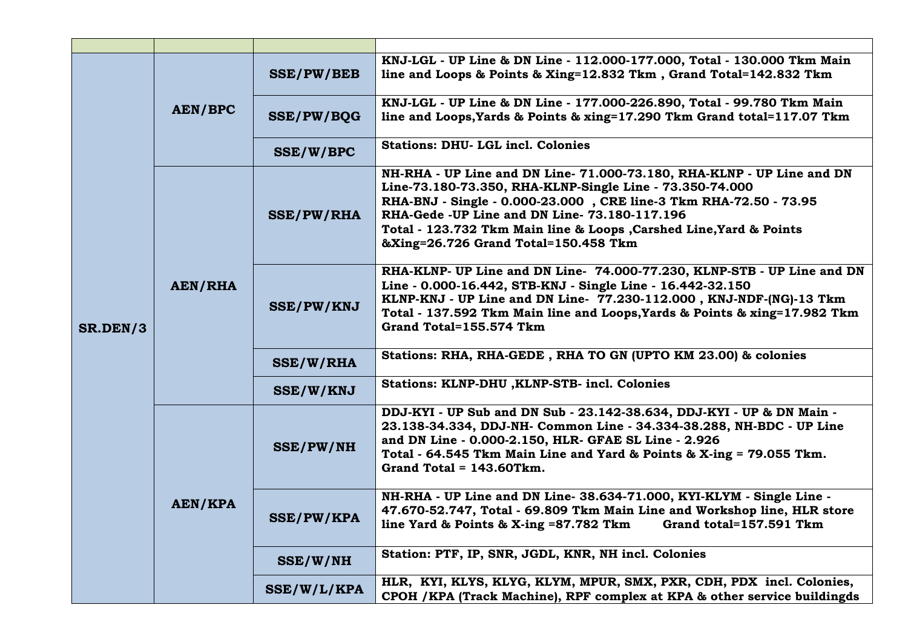| | | | |
|---|---|---|---|
| SR.DEN/3 | AEN/BPC | SSE/PW/BEB | KNJ-LGL - UP Line & DN Line - 112.000-177.000, Total - 130.000 Tkm Main line and Loops & Points & Xing=12.832 Tkm , Grand Total=142.832 Tkm |
| | | SSE/PW/BQG | KNJ-LGL - UP Line & DN Line - 177.000-226.890, Total - 99.780 Tkm Main line and Loops,Yards & Points & xing=17.290 Tkm Grand total=117.07 Tkm |
| | | SSE/W/BPC | Stations: DHU- LGL incl. Colonies |
| | AEN/RHA | SSE/PW/RHA | NH-RHA - UP Line and DN Line- 71.000-73.180, RHA-KLNP - UP Line and DN Line-73.180-73.350, RHA-KLNP-Single Line - 73.350-74.000<br>RHA-BNJ - Single - 0.000-23.000 , CRE line-3 Tkm RHA-72.50 - 73.95<br>RHA-Gede -UP Line and DN Line- 73.180-117.196<br>Total - 123.732 Tkm Main line & Loops ,Carshed Line,Yard & Points &Xing=26.726 Grand Total=150.458 Tkm |
| | | SSE/PW/KNJ | RHA-KLNP- UP Line and DN Line- 74.000-77.230, KLNP-STB - UP Line and DN Line - 0.000-16.442, STB-KNJ - Single Line - 16.442-32.150<br>KLNP-KNJ - UP Line and DN Line- 77.230-112.000 , KNJ-NDF-(NG)-13 Tkm<br>Total - 137.592 Tkm Main line and Loops,Yards & Points & xing=17.982 Tkm Grand Total=155.574 Tkm |
| | | SSE/W/RHA | Stations: RHA, RHA-GEDE , RHA TO GN (UPTO KM 23.00) & colonies |
| | | SSE/W/KNJ | Stations: KLNP-DHU ,KLNP-STB- incl. Colonies |
| | AEN/KPA | SSE/PW/NH | DDJ-KYI - UP Sub and DN Sub - 23.142-38.634, DDJ-KYI - UP & DN Main - 23.138-34.334, DDJ-NH- Common Line - 34.334-38.288, NH-BDC - UP Line and DN Line - 0.000-2.150, HLR- GFAE SL Line - 2.926<br>Total - 64.545 Tkm Main Line and Yard & Points & X-ing = 79.055 Tkm.<br>Grand Total = 143.60Tkm. |
| | | SSE/PW/KPA | NH-RHA - UP Line and DN Line- 38.634-71.000, KYI-KLYM - Single Line - 47.670-52.747, Total - 69.809 Tkm Main Line and Workshop line, HLR store line Yard & Points & X-ing =87.782 Tkm Grand total=157.591 Tkm |
| | | SSE/W/NH | Station: PTF, IP, SNR, JGDL, KNR, NH incl. Colonies |
| | | SSE/W/L/KPA | HLR, KYI, KLYS, KLYG, KLYM, MPUR, SMX, PXR, CDH, PDX incl. Colonies, CPOH /KPA (Track Machine), RPF complex at KPA & other service buildingds |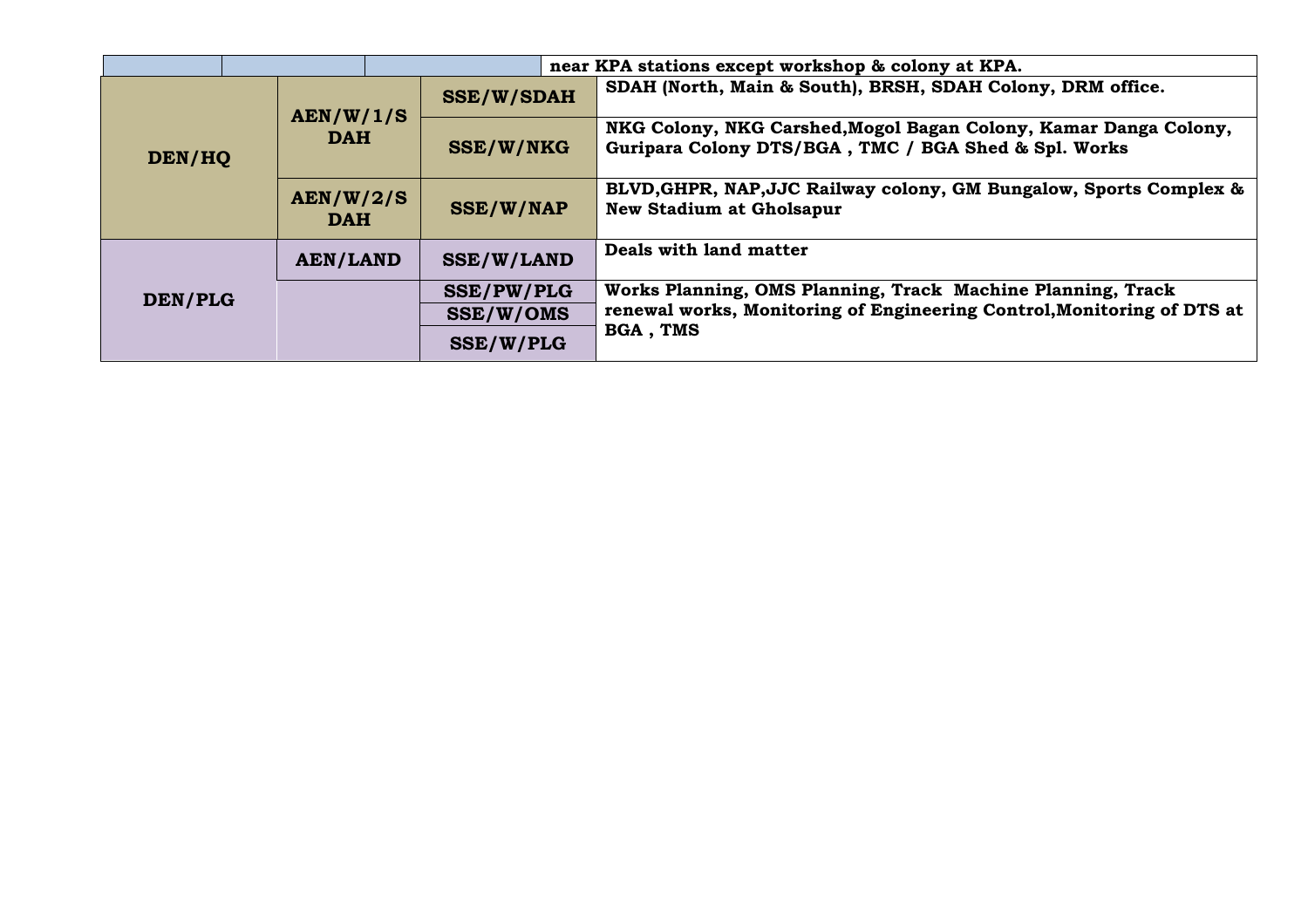| | | | |
|---|---|---|---|
| | | | near KPA stations except workshop & colony at KPA. |
| **DEN/HQ** | **AEN/W/1/SDAH** | **SSE/W/SDAH** | **SDAH (North, Main & South), BRSH, SDAH Colony, DRM office.** |
| | | **SSE/W/NKG** | **NKG Colony, NKG Carshed,Mogol Bagan Colony, Kamar Danga Colony, Guripara Colony DTS/BGA , TMC / BGA Shed & Spl. Works** |
| | **AEN/W/2/SDAH** | **SSE/W/NAP** | **BLVD,GHPR, NAP,JJC Railway colony, GM Bungalow, Sports Complex & New Stadium at Gholsapur** |
| **DEN/PLG** | **AEN/LAND** | **SSE/W/LAND** | **Deals with land matter** |
| | | **SSE/PW/PLG** | **Works Planning, OMS Planning, Track Machine Planning, Track renewal works, Monitoring of Engineering Control,Monitoring of DTS at BGA , TMS** |
| | | **SSE/W/OMS** | |
| | | **SSE/W/PLG** | |